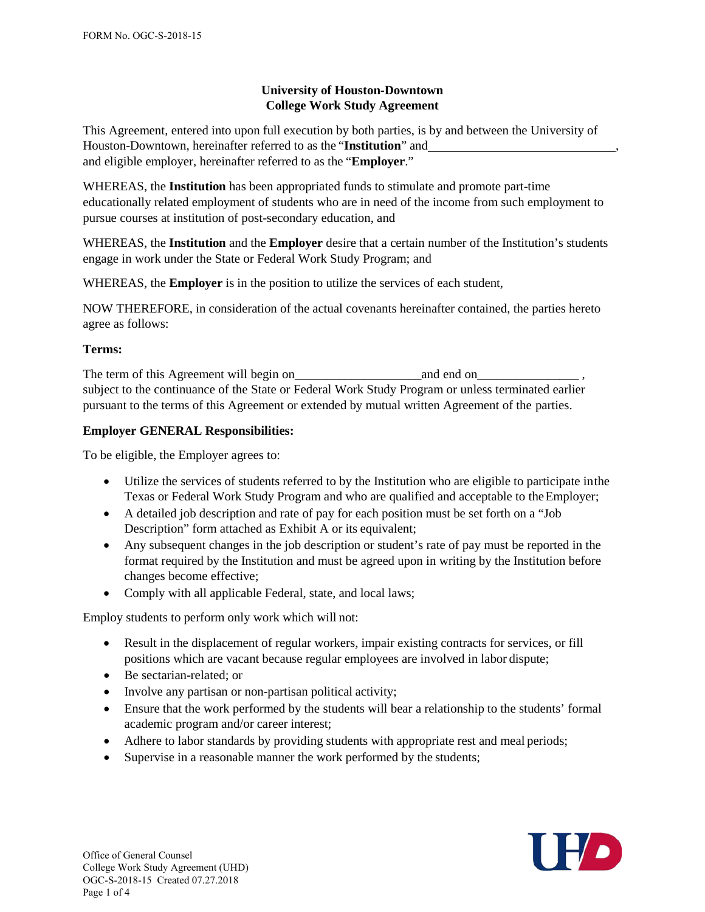FORM No. OGC-S-2018-15

# University of Houston-Downtown
# College Work Study Agreement

This Agreement, entered into upon full execution by both parties, is by and between the University of Houston-Downtown, hereinafter referred to as the "**Institution**" and______________________________, and eligible employer, hereinafter referred to as the "**Employer**."

WHEREAS, the **Institution** has been appropriated funds to stimulate and promote part-time educationally related employment of students who are in need of the income from such employment to pursue courses at institution of post-secondary education, and

WHEREAS, the **Institution** and the **Employer** desire that a certain number of the Institution's students engage in work under the State or Federal Work Study Program; and

WHEREAS, the **Employer** is in the position to utilize the services of each student,

NOW THEREFORE, in consideration of the actual covenants hereinafter contained, the parties hereto agree as follows:

**Terms:**

The term of this Agreement will begin on___________________and end on_______________ , subject to the continuance of the State or Federal Work Study Program or unless terminated earlier pursuant to the terms of this Agreement or extended by mutual written Agreement of the parties.

**Employer GENERAL Responsibilities:**

To be eligible, the Employer agrees to:

- Utilize the services of students referred to by the Institution who are eligible to participate in the Texas or Federal Work Study Program and who are qualified and acceptable to the Employer;
- A detailed job description and rate of pay for each position must be set forth on a "Job Description" form attached as Exhibit A or its equivalent;
- Any subsequent changes in the job description or student's rate of pay must be reported in the format required by the Institution and must be agreed upon in writing by the Institution before changes become effective;
- Comply with all applicable Federal, state, and local laws;

Employ students to perform only work which will not:

- Result in the displacement of regular workers, impair existing contracts for services, or fill positions which are vacant because regular employees are involved in labor dispute;
- Be sectarian-related; or
- Involve any partisan or non-partisan political activity;
- Ensure that the work performed by the students will bear a relationship to the students' formal academic program and/or career interest;
- Adhere to labor standards by providing students with appropriate rest and meal periods;
- Supervise in a reasonable manner the work performed by the students;

Office of General Counsel
College Work Study Agreement (UHD)
OGC-S-2018-15 Created 07.27.2018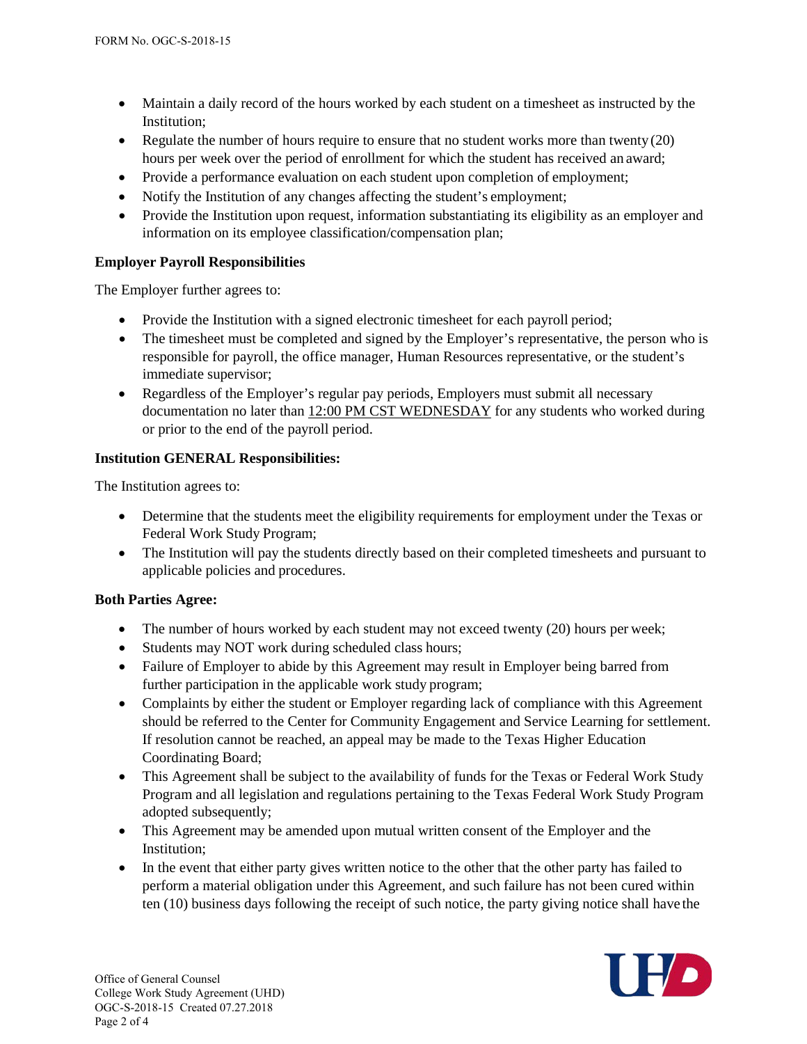- Maintain a daily record of the hours worked by each student on a timesheet as instructed by the Institution;
- Regulate the number of hours require to ensure that no student works more than twenty (20) hours per week over the period of enrollment for which the student has received an award;
- Provide a performance evaluation on each student upon completion of employment;
- Notify the Institution of any changes affecting the student's employment;
- Provide the Institution upon request, information substantiating its eligibility as an employer and information on its employee classification/compensation plan;

**Employer Payroll Responsibilities**

The Employer further agrees to:

- Provide the Institution with a signed electronic timesheet for each payroll period;
- The timesheet must be completed and signed by the Employer's representative, the person who is responsible for payroll, the office manager, Human Resources representative, or the student's immediate supervisor;
- Regardless of the Employer's regular pay periods, Employers must submit all necessary documentation no later than 12:00 PM CST WEDNESDAY for any students who worked during or prior to the end of the payroll period.

**Institution GENERAL Responsibilities:**

The Institution agrees to:

- Determine that the students meet the eligibility requirements for employment under the Texas or Federal Work Study Program;
- The Institution will pay the students directly based on their completed timesheets and pursuant to applicable policies and procedures.

**Both Parties Agree:**

- The number of hours worked by each student may not exceed twenty (20) hours per week;
- Students may NOT work during scheduled class hours;
- Failure of Employer to abide by this Agreement may result in Employer being barred from further participation in the applicable work study program;
- Complaints by either the student or Employer regarding lack of compliance with this Agreement should be referred to the Center for Community Engagement and Service Learning for settlement. If resolution cannot be reached, an appeal may be made to the Texas Higher Education Coordinating Board;
- This Agreement shall be subject to the availability of funds for the Texas or Federal Work Study Program and all legislation and regulations pertaining to the Texas Federal Work Study Program adopted subsequently;
- This Agreement may be amended upon mutual written consent of the Employer and the Institution;
- In the event that either party gives written notice to the other that the other party has failed to perform a material obligation under this Agreement, and such failure has not been cured within ten (10) business days following the receipt of such notice, the party giving notice shall have the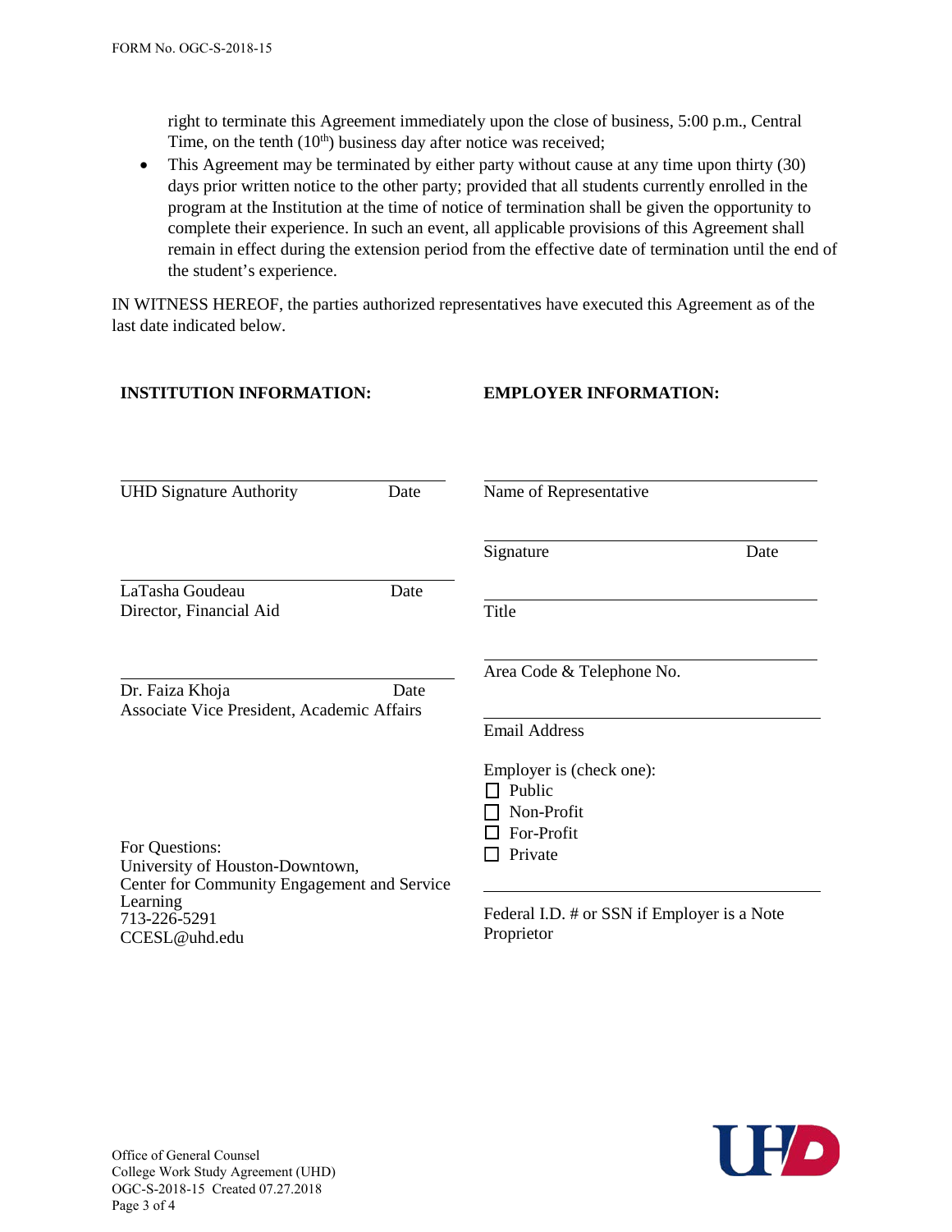right to terminate this Agreement immediately upon the close of business, 5:00 p.m., Central Time, on the tenth (10th) business day after notice was received;

- This Agreement may be terminated by either party without cause at any time upon thirty (30) days prior written notice to the other party; provided that all students currently enrolled in the program at the Institution at the time of notice of termination shall be given the opportunity to complete their experience. In such an event, all applicable provisions of this Agreement shall remain in effect during the extension period from the effective date of termination until the end of the student's experience.

IN WITNESS HEREOF, the parties authorized representatives have executed this Agreement as of the last date indicated below.

**INSTITUTION INFORMATION:**

______________________________
UHD Signature Authority　　　　Date

______________________________
LaTasha Goudeau　　　　Date
Director, Financial Aid

______________________________
Dr. Faiza Khoja　　　　Date
Associate Vice President, Academic Affairs

For Questions:
University of Houston-Downtown,
Center for Community Engagement and Service Learning
713-226-5291
CCESL@uhd.edu

**EMPLOYER INFORMATION:**

______________________________
Name of Representative

______________________________
Signature　　　　Date

______________________________
Title

______________________________
Area Code & Telephone No.

______________________________
Email Address

Employer is (check one):

- ☐ Public
- ☐ Non-Profit
- ☐ For-Profit
- ☐ Private

______________________________
Federal I.D. # or SSN if Employer is a Note Proprietor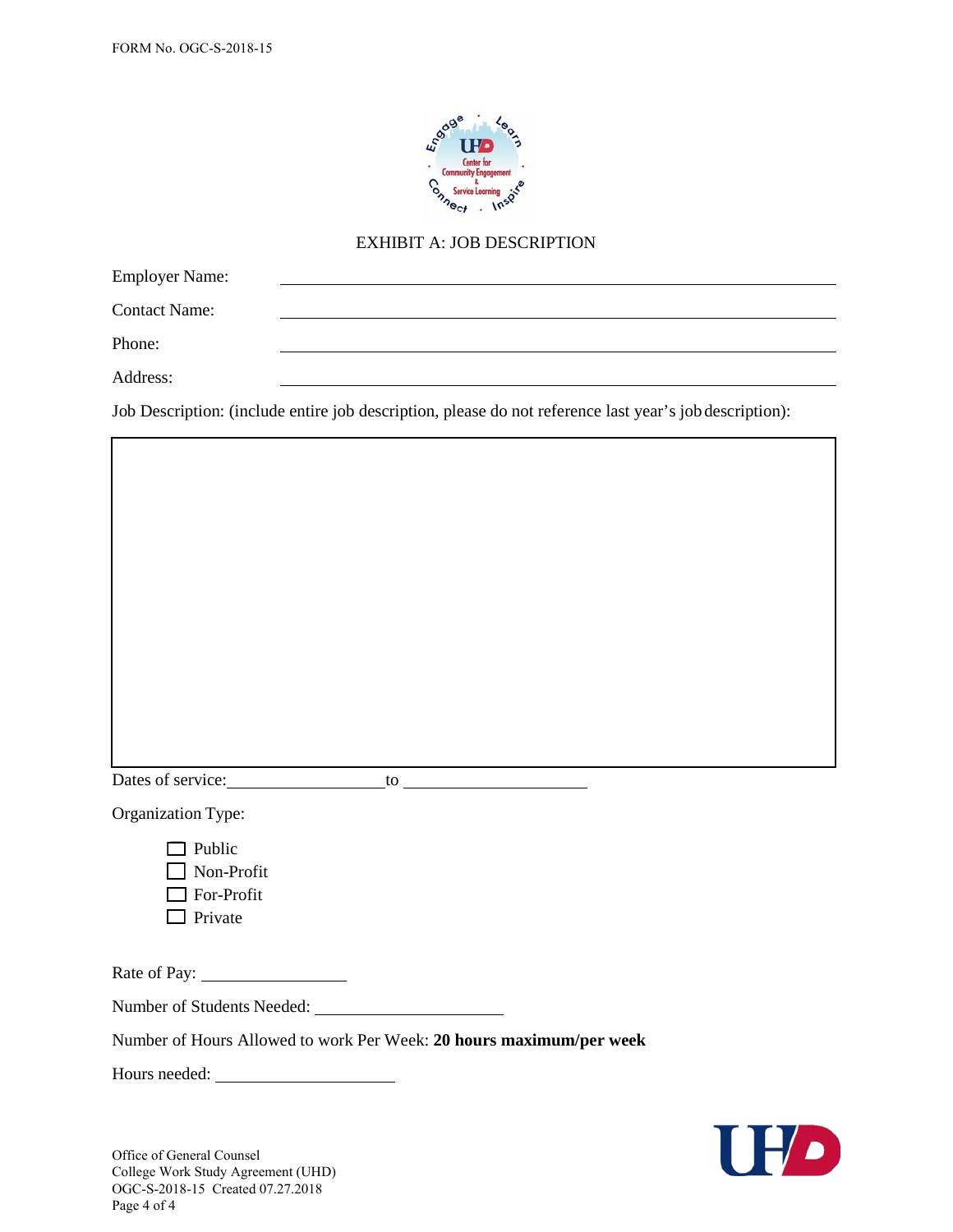FORM No. OGC-S-2018-15

EXHIBIT A: JOB DESCRIPTION

Employer Name: ______________________________

Contact Name: ______________________________

Phone: ______________________________

Address: ______________________________

Job Description: (include entire job description, please do not reference last year's job description):

| |
|---|
| |

Dates of service: ____________________ to ____________________

Organization Type:

- ☐ Public
- ☐ Non-Profit
- ☐ For-Profit
- ☐ Private

Rate of Pay: ____________________

Number of Students Needed: ____________________

Number of Hours Allowed to work Per Week: **20 hours maximum/per week**

Hours needed: ____________________

Office of General Counsel
College Work Study Agreement (UHD)
OGC-S-2018-15 Created 07.27.2018